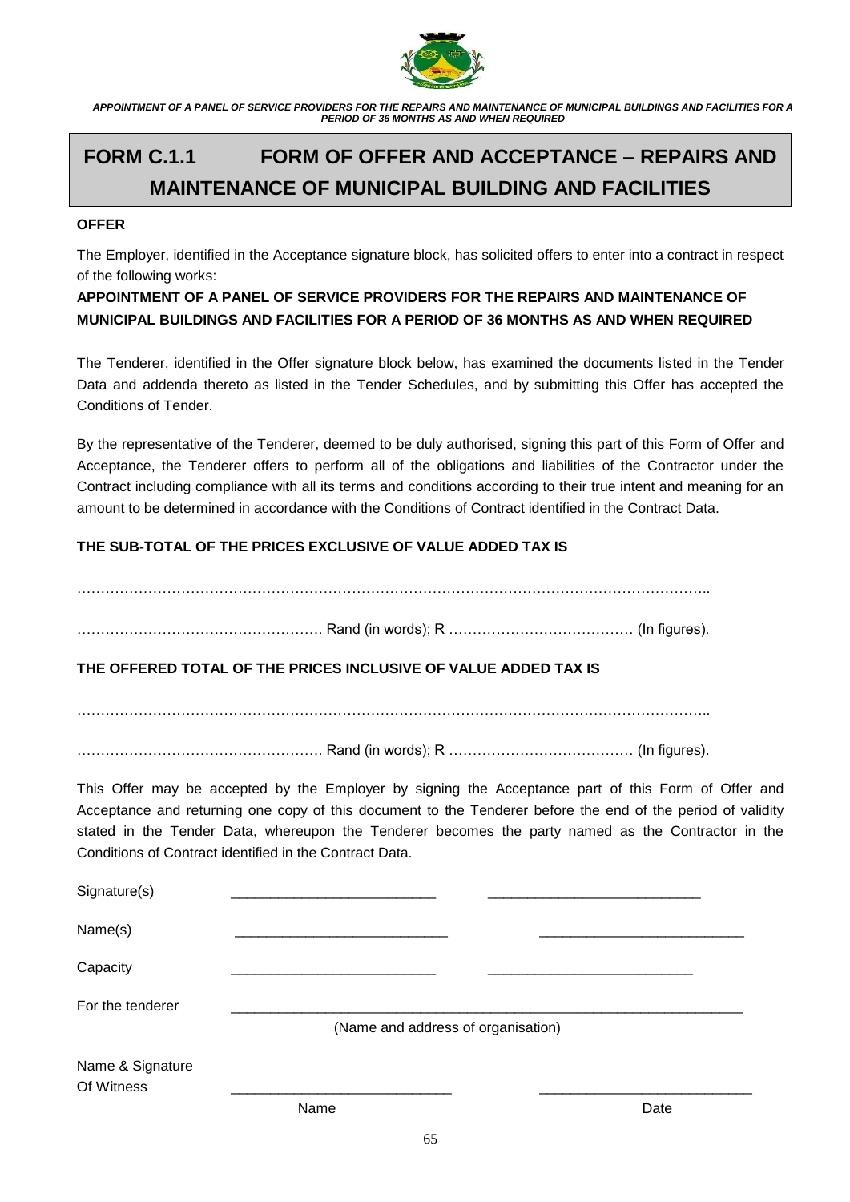# FORM C.1.1 FORM OF OFFER AND ACCEPTANCE – REPAIRS AND MAINTENANCE OF MUNICIPAL BUILDING AND FACILITIES

**OFFER**

The Employer, identified in the Acceptance signature block, has solicited offers to enter into a contract in respect of the following works:

**APPOINTMENT OF A PANEL OF SERVICE PROVIDERS FOR THE REPAIRS AND MAINTENANCE OF MUNICIPAL BUILDINGS AND FACILITIES FOR A PERIOD OF 36 MONTHS AS AND WHEN REQUIRED**

The Tenderer, identified in the Offer signature block below, has examined the documents listed in the Tender Data and addenda thereto as listed in the Tender Schedules, and by submitting this Offer has accepted the Conditions of Tender.

By the representative of the Tenderer, deemed to be duly authorised, signing this part of this Form of Offer and Acceptance, the Tenderer offers to perform all of the obligations and liabilities of the Contractor under the Contract including compliance with all its terms and conditions according to their true intent and meaning for an amount to be determined in accordance with the Conditions of Contract identified in the Contract Data.

**THE SUB-TOTAL OF THE PRICES EXCLUSIVE OF VALUE ADDED TAX IS**

……………………………………………………………………………………………………………………..

……………………………………………. Rand (in words); R ………………………………… (In figures).

**THE OFFERED TOTAL OF THE PRICES INCLUSIVE OF VALUE ADDED TAX IS**

……………………………………………………………………………………………………………………..

……………………………………………. Rand (in words); R ………………………………… (In figures).

This Offer may be accepted by the Employer by signing the Acceptance part of this Form of Offer and Acceptance and returning one copy of this document to the Tenderer before the end of the period of validity stated in the Tender Data, whereupon the Tenderer becomes the party named as the Contractor in the Conditions of Contract identified in the Contract Data.

Signature(s) \_\_\_\_\_\_\_\_\_\_\_\_\_\_\_\_\_\_\_\_\_\_\_\_\_\_ \_\_\_\_\_\_\_\_\_\_\_\_\_\_\_\_\_\_\_\_\_\_\_\_\_\_\_

Name(s) \_\_\_\_\_\_\_\_\_\_\_\_\_\_\_\_\_\_\_\_\_\_\_\_\_\_\_ \_\_\_\_\_\_\_\_\_\_\_\_\_\_\_\_\_\_\_\_\_\_\_\_\_\_

Capacity \_\_\_\_\_\_\_\_\_\_\_\_\_\_\_\_\_\_\_\_\_\_\_\_\_\_ \_\_\_\_\_\_\_\_\_\_\_\_\_\_\_\_\_\_\_\_\_\_\_\_\_\_

For the tenderer \_\_\_\_\_\_\_\_\_\_\_\_\_\_\_\_\_\_\_\_\_\_\_\_\_\_\_\_\_\_\_\_\_\_\_\_\_\_\_\_\_\_\_\_\_\_\_\_\_\_\_\_\_\_\_\_\_\_\_\_\_\_\_\_
(Name and address of organisation)

Name & Signature Of Witness \_\_\_\_\_\_\_\_\_\_\_\_\_\_\_\_\_\_\_\_\_\_\_\_\_\_\_\_ \_\_\_\_\_\_\_\_\_\_\_\_\_\_\_\_\_\_\_\_\_\_\_\_\_\_\_
Name Date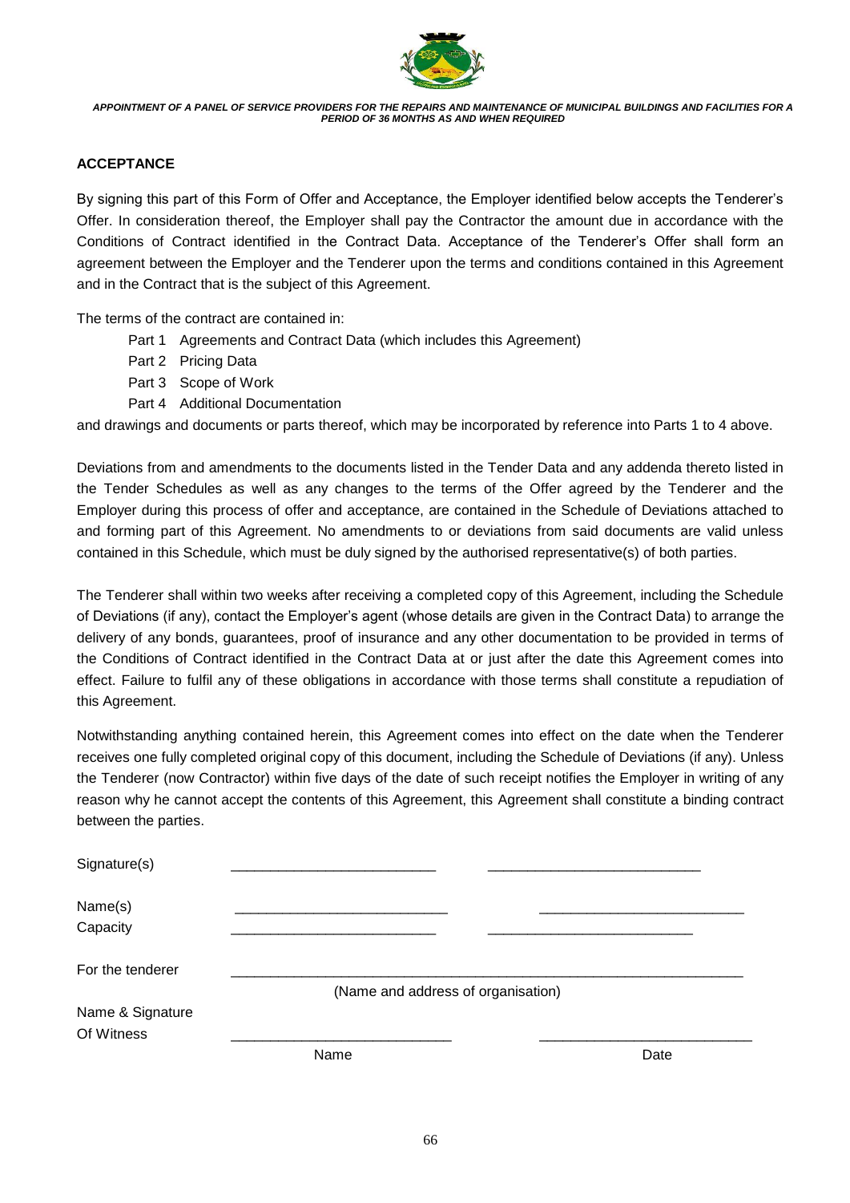## ACCEPTANCE

By signing this part of this Form of Offer and Acceptance, the Employer identified below accepts the Tenderer's Offer. In consideration thereof, the Employer shall pay the Contractor the amount due in accordance with the Conditions of Contract identified in the Contract Data. Acceptance of the Tenderer's Offer shall form an agreement between the Employer and the Tenderer upon the terms and conditions contained in this Agreement and in the Contract that is the subject of this Agreement.

The terms of the contract are contained in:

- Part 1 Agreements and Contract Data (which includes this Agreement)
- Part 2 Pricing Data
- Part 3 Scope of Work
- Part 4 Additional Documentation

and drawings and documents or parts thereof, which may be incorporated by reference into Parts 1 to 4 above.

Deviations from and amendments to the documents listed in the Tender Data and any addenda thereto listed in the Tender Schedules as well as any changes to the terms of the Offer agreed by the Tenderer and the Employer during this process of offer and acceptance, are contained in the Schedule of Deviations attached to and forming part of this Agreement. No amendments to or deviations from said documents are valid unless contained in this Schedule, which must be duly signed by the authorised representative(s) of both parties.

The Tenderer shall within two weeks after receiving a completed copy of this Agreement, including the Schedule of Deviations (if any), contact the Employer's agent (whose details are given in the Contract Data) to arrange the delivery of any bonds, guarantees, proof of insurance and any other documentation to be provided in terms of the Conditions of Contract identified in the Contract Data at or just after the date this Agreement comes into effect. Failure to fulfil any of these obligations in accordance with those terms shall constitute a repudiation of this Agreement.

Notwithstanding anything contained herein, this Agreement comes into effect on the date when the Tenderer receives one fully completed original copy of this document, including the Schedule of Deviations (if any). Unless the Tenderer (now Contractor) within five days of the date of such receipt notifies the Employer in writing of any reason why he cannot accept the contents of this Agreement, this Agreement shall constitute a binding contract between the parties.

Signature(s) ___________________________ ___________________________

Name(s) ___________________________ ___________________________

Capacity ___________________________ ___________________________

For the tenderer ___________________________________________________________________

(Name and address of organisation)

Name & Signature Of Witness ___________________________ ___________________________

Name Date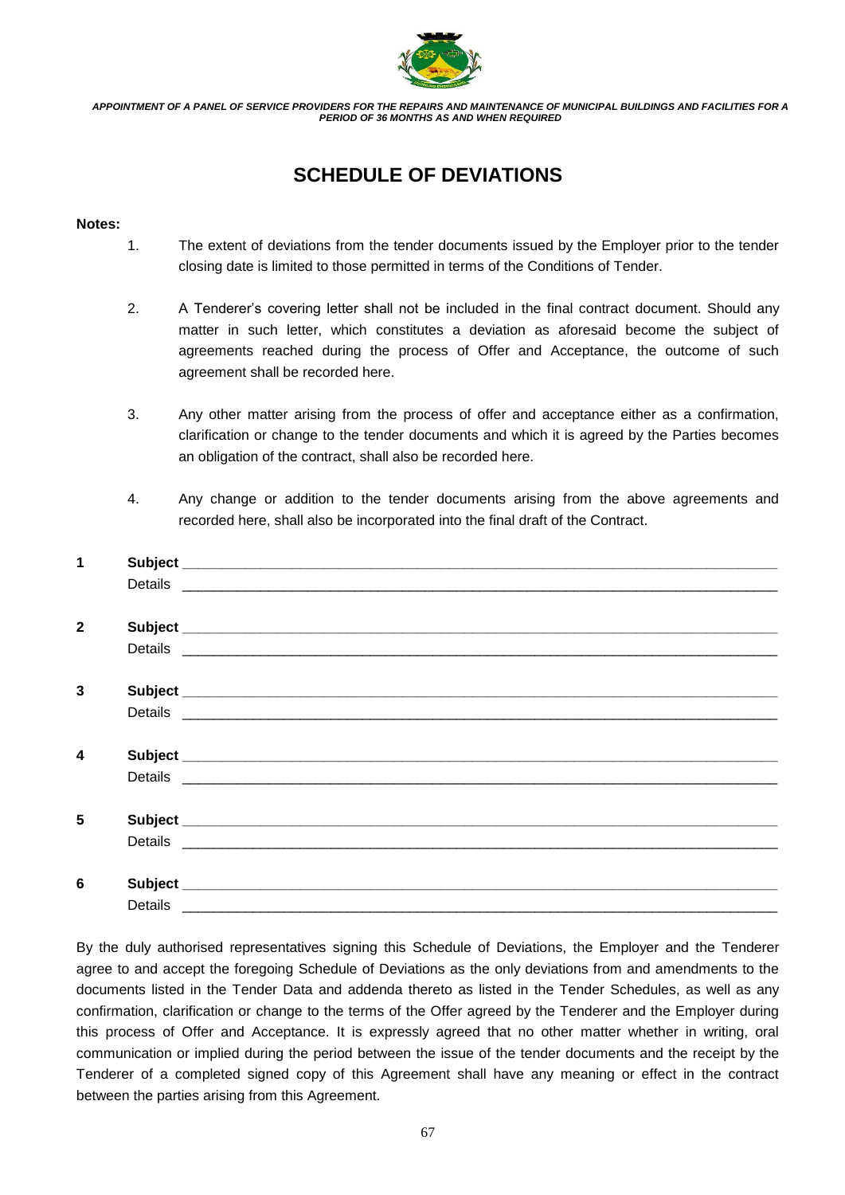# SCHEDULE OF DEVIATIONS

**Notes:**

1. The extent of deviations from the tender documents issued by the Employer prior to the tender closing date is limited to those permitted in terms of the Conditions of Tender.

2. A Tenderer's covering letter shall not be included in the final contract document. Should any matter in such letter, which constitutes a deviation as aforesaid become the subject of agreements reached during the process of Offer and Acceptance, the outcome of such agreement shall be recorded here.

3. Any other matter arising from the process of offer and acceptance either as a confirmation, clarification or change to the tender documents and which it is agreed by the Parties becomes an obligation of the contract, shall also be recorded here.

4. Any change or addition to the tender documents arising from the above agreements and recorded here, shall also be incorporated into the final draft of the Contract.

**1** **Subject** ______________________________________________

Details ______________________________________________

**2** **Subject** ______________________________________________

Details ______________________________________________

**3** **Subject** ______________________________________________

Details ______________________________________________

**4** **Subject** ______________________________________________

Details ______________________________________________

**5** **Subject** ______________________________________________

Details ______________________________________________

**6** **Subject** ______________________________________________

Details ______________________________________________

By the duly authorised representatives signing this Schedule of Deviations, the Employer and the Tenderer agree to and accept the foregoing Schedule of Deviations as the only deviations from and amendments to the documents listed in the Tender Data and addenda thereto as listed in the Tender Schedules, as well as any confirmation, clarification or change to the terms of the Offer agreed by the Tenderer and the Employer during this process of Offer and Acceptance. It is expressly agreed that no other matter whether in writing, oral communication or implied during the period between the issue of the tender documents and the receipt by the Tenderer of a completed signed copy of this Agreement shall have any meaning or effect in the contract between the parties arising from this Agreement.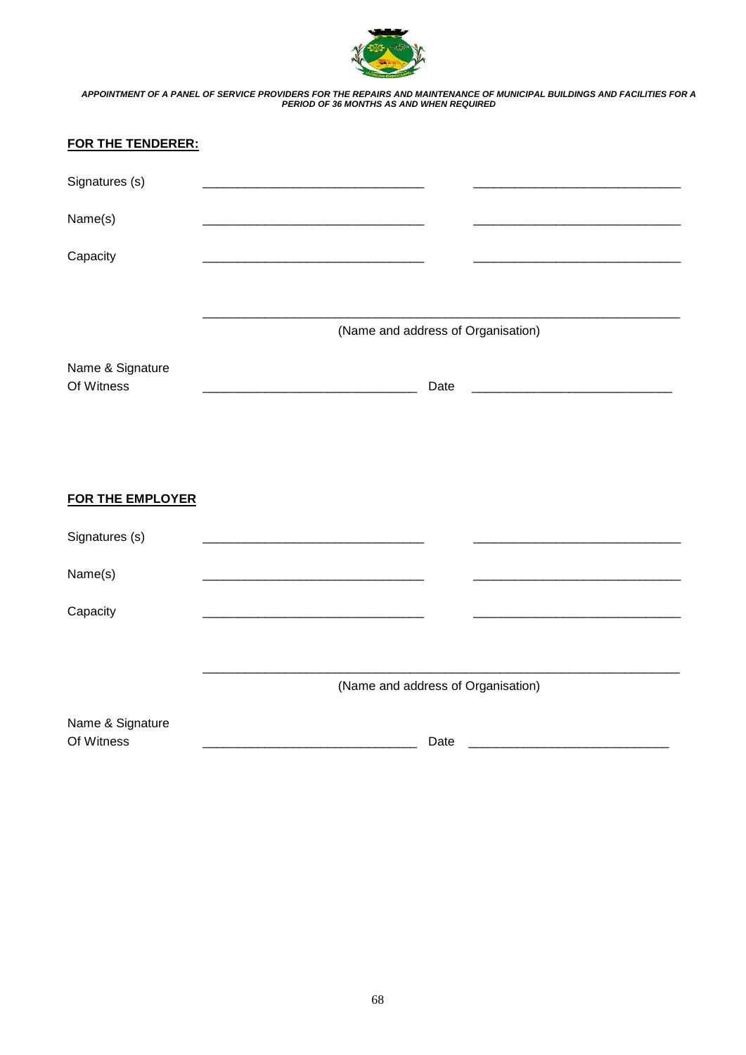**FOR THE TENDERER:**

Signatures (s) \_\_\_\_\_\_\_\_\_\_\_\_\_\_\_\_\_\_\_\_\_\_\_\_\_\_\_\_\_\_\_\_ \_\_\_\_\_\_\_\_\_\_\_\_\_\_\_\_\_\_\_\_\_\_\_\_\_\_\_\_\_\_

Name(s) \_\_\_\_\_\_\_\_\_\_\_\_\_\_\_\_\_\_\_\_\_\_\_\_\_\_\_\_\_\_\_\_ \_\_\_\_\_\_\_\_\_\_\_\_\_\_\_\_\_\_\_\_\_\_\_\_\_\_\_\_\_\_

Capacity \_\_\_\_\_\_\_\_\_\_\_\_\_\_\_\_\_\_\_\_\_\_\_\_\_\_\_\_\_\_\_\_ \_\_\_\_\_\_\_\_\_\_\_\_\_\_\_\_\_\_\_\_\_\_\_\_\_\_\_\_\_\_

\_\_\_\_\_\_\_\_\_\_\_\_\_\_\_\_\_\_\_\_\_\_\_\_\_\_\_\_\_\_\_\_\_\_\_\_\_\_\_\_\_\_\_\_\_\_\_\_\_\_\_\_\_\_\_\_\_\_\_\_\_\_\_\_

(Name and address of Organisation)

Name & Signature
Of Witness \_\_\_\_\_\_\_\_\_\_\_\_\_\_\_\_\_\_\_\_\_\_\_\_\_\_\_\_\_\_ Date \_\_\_\_\_\_\_\_\_\_\_\_\_\_\_\_\_\_\_\_\_\_\_\_\_\_\_\_\_\_

**FOR THE EMPLOYER**

Signatures (s) \_\_\_\_\_\_\_\_\_\_\_\_\_\_\_\_\_\_\_\_\_\_\_\_\_\_\_\_\_\_\_\_ \_\_\_\_\_\_\_\_\_\_\_\_\_\_\_\_\_\_\_\_\_\_\_\_\_\_\_\_\_\_

Name(s) \_\_\_\_\_\_\_\_\_\_\_\_\_\_\_\_\_\_\_\_\_\_\_\_\_\_\_\_\_\_\_\_ \_\_\_\_\_\_\_\_\_\_\_\_\_\_\_\_\_\_\_\_\_\_\_\_\_\_\_\_\_\_

Capacity \_\_\_\_\_\_\_\_\_\_\_\_\_\_\_\_\_\_\_\_\_\_\_\_\_\_\_\_\_\_\_\_ \_\_\_\_\_\_\_\_\_\_\_\_\_\_\_\_\_\_\_\_\_\_\_\_\_\_\_\_\_\_

\_\_\_\_\_\_\_\_\_\_\_\_\_\_\_\_\_\_\_\_\_\_\_\_\_\_\_\_\_\_\_\_\_\_\_\_\_\_\_\_\_\_\_\_\_\_\_\_\_\_\_\_\_\_\_\_\_\_\_\_\_\_\_\_

(Name and address of Organisation)

Name & Signature
Of Witness \_\_\_\_\_\_\_\_\_\_\_\_\_\_\_\_\_\_\_\_\_\_\_\_\_\_\_\_\_\_ Date \_\_\_\_\_\_\_\_\_\_\_\_\_\_\_\_\_\_\_\_\_\_\_\_\_\_\_\_\_\_